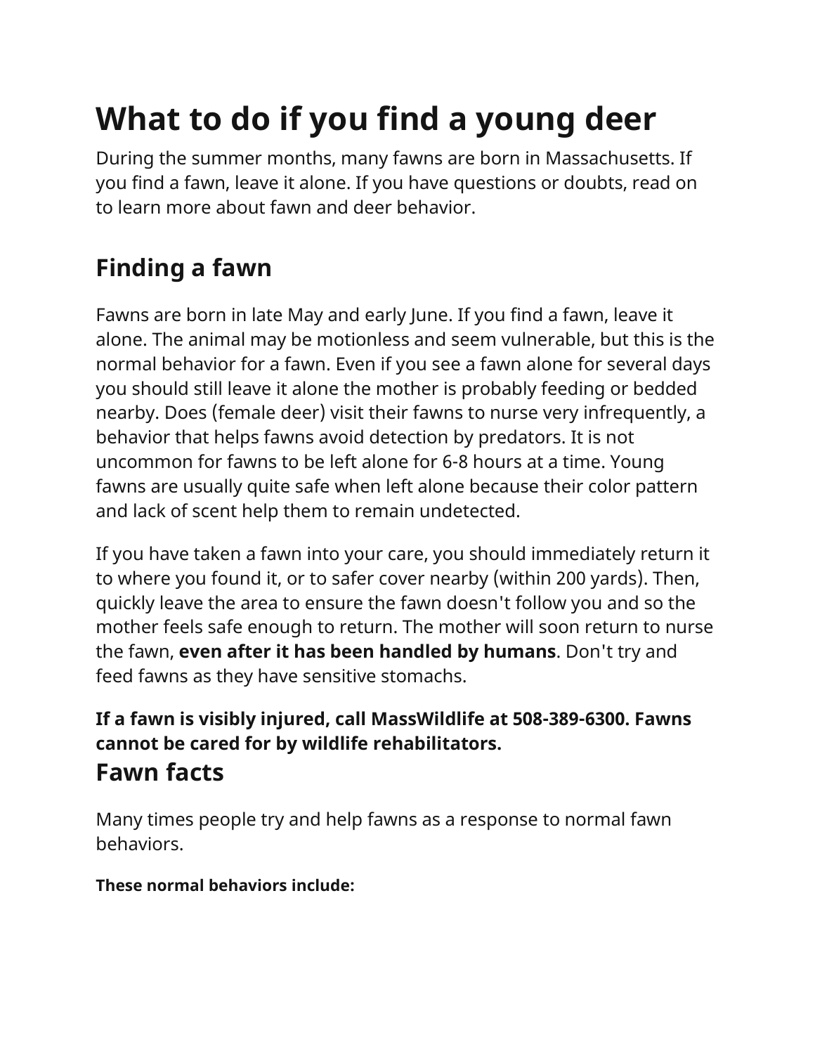# What to do if you find a young deer

During the summer months, many fawns are born in Massachusetts. If you find a fawn, leave it alone. If you have questions or doubts, read on to learn more about fawn and deer behavior.

## Finding a fawn

Fawns are born in late May and early June. If you find a fawn, leave it alone. The animal may be motionless and seem vulnerable, but this is the normal behavior for a fawn. Even if you see a fawn alone for several days you should still leave it alone the mother is probably feeding or bedded nearby. Does (female deer) visit their fawns to nurse very infrequently, a behavior that helps fawns avoid detection by predators. It is not uncommon for fawns to be left alone for 6-8 hours at a time. Young fawns are usually quite safe when left alone because their color pattern and lack of scent help them to remain undetected.

If you have taken a fawn into your care, you should immediately return it to where you found it, or to safer cover nearby (within 200 yards). Then, quickly leave the area to ensure the fawn doesn't follow you and so the mother feels safe enough to return. The mother will soon return to nurse the fawn, **even after it has been handled by humans**. Don't try and feed fawns as they have sensitive stomachs.

**If a fawn is visibly injured, call MassWildlife at 508-389-6300. Fawns cannot be cared for by wildlife rehabilitators.**

## Fawn facts

Many times people try and help fawns as a response to normal fawn behaviors.

**These normal behaviors include:**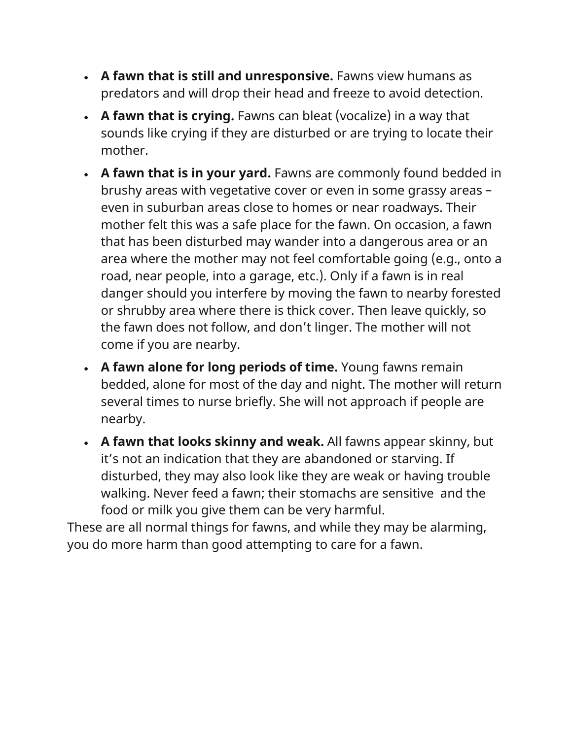- **A fawn that is still and unresponsive.** Fawns view humans as predators and will drop their head and freeze to avoid detection.
- **A fawn that is crying.** Fawns can bleat (vocalize) in a way that sounds like crying if they are disturbed or are trying to locate their mother.
- **A fawn that is in your yard.** Fawns are commonly found bedded in brushy areas with vegetative cover or even in some grassy areas – even in suburban areas close to homes or near roadways. Their mother felt this was a safe place for the fawn. On occasion, a fawn that has been disturbed may wander into a dangerous area or an area where the mother may not feel comfortable going (e.g., onto a road, near people, into a garage, etc.). Only if a fawn is in real danger should you interfere by moving the fawn to nearby forested or shrubby area where there is thick cover. Then leave quickly, so the fawn does not follow, and don't linger. The mother will not come if you are nearby.
- **A fawn alone for long periods of time.** Young fawns remain bedded, alone for most of the day and night. The mother will return several times to nurse briefly. She will not approach if people are nearby.
- **A fawn that looks skinny and weak.** All fawns appear skinny, but it's not an indication that they are abandoned or starving. If disturbed, they may also look like they are weak or having trouble walking. Never feed a fawn; their stomachs are sensitive and the food or milk you give them can be very harmful.

These are all normal things for fawns, and while they may be alarming, you do more harm than good attempting to care for a fawn.